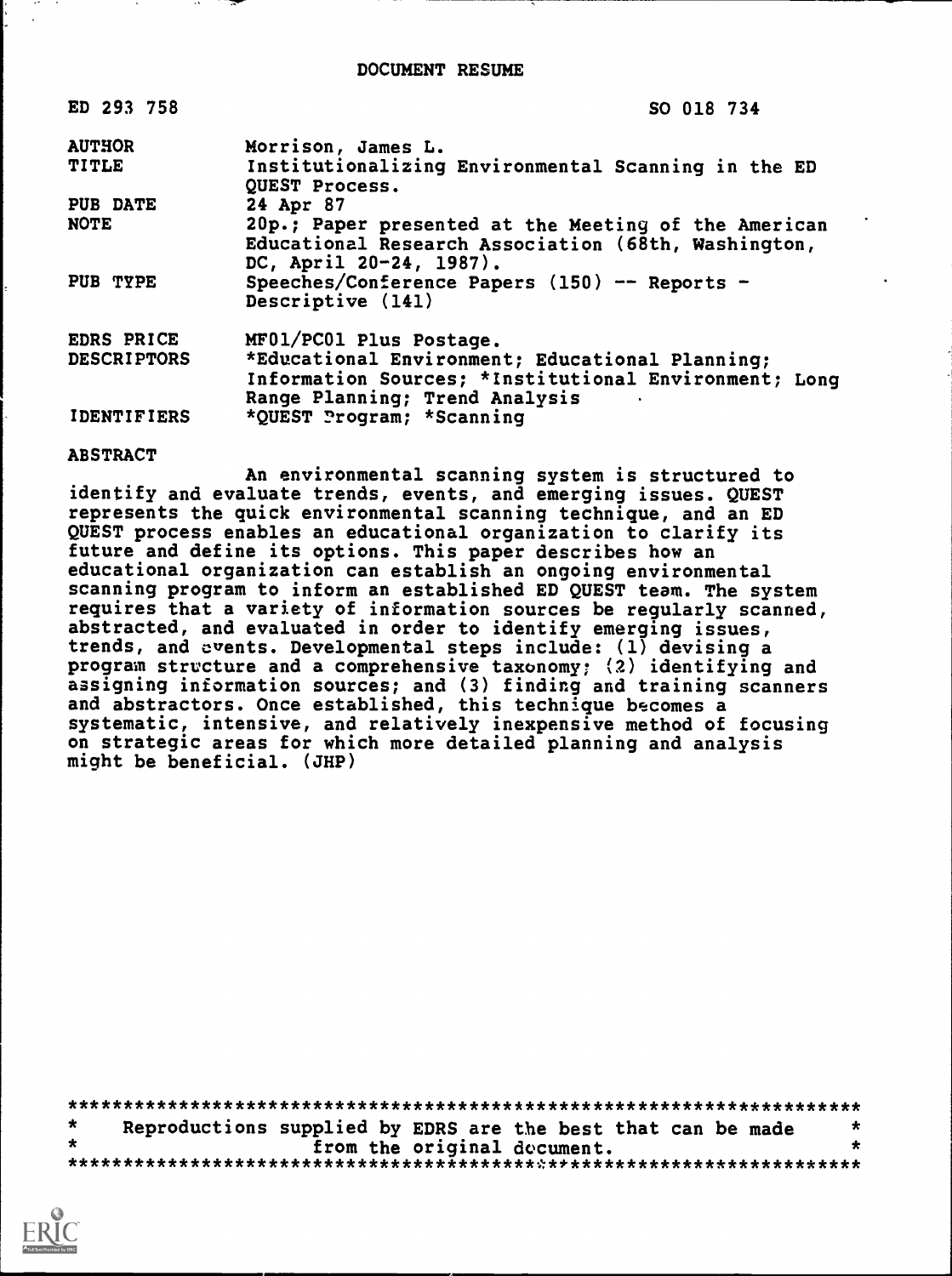# DOCUMENT RESUME

| | |
|---|---|
| ED 293 758 | SO 018 734 |
| AUTHOR | Morrison, James L. |
| TITLE | Institutionalizing Environmental Scanning in the ED QUEST Process. |
| PUB DATE | 24 Apr 87 |
| NOTE | 20p.; Paper presented at the Meeting of the American Educational Research Association (68th, Washington, DC, April 20-24, 1987). |
| PUB TYPE | Speeches/Conference Papers (150) -- Reports - Descriptive (141) |
| EDRS PRICE | MF01/PC01 Plus Postage. |
| DESCRIPTORS | *Educational Environment; Educational Planning; Information Sources; *Institutional Environment; Long Range Planning; Trend Analysis |
| IDENTIFIERS | *QUEST Program; *Scanning |

## ABSTRACT

An environmental scanning system is structured to identify and evaluate trends, events, and emerging issues. QUEST represents the quick environmental scanning technique, and an ED QUEST process enables an educational organization to clarify its future and define its options. This paper describes how an educational organization can establish an ongoing environmental scanning program to inform an established ED QUEST team. The system requires that a variety of information sources be regularly scanned, abstracted, and evaluated in order to identify emerging issues, trends, and events. Developmental steps include: (1) devising a program structure and a comprehensive taxonomy; (2) identifying and assigning information sources; and (3) finding and training scanners and abstractors. Once established, this technique becomes a systematic, intensive, and relatively inexpensive method of focusing on strategic areas for which more detailed planning and analysis might be beneficial. (JHP)

***********************************************************************
* Reproductions supplied by EDRS are the best that can be made *
* from the original document. *
***********************************************************************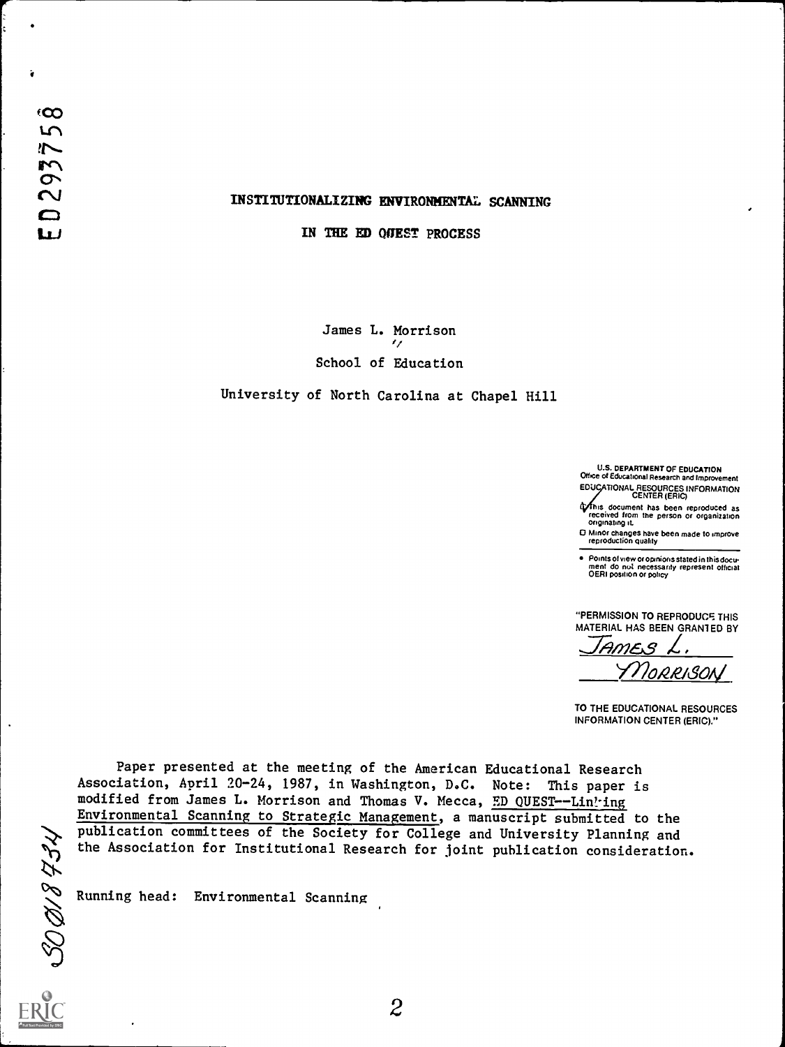# INSTITUTIONALIZING ENVIRONMENTAL SCANNING

## IN THE ED QUEST PROCESS

James L. Morrison

School of Education

University of North Carolina at Chapel Hill

U.S. DEPARTMENT OF EDUCATION
Office of Educational Research and Improvement
EDUCATIONAL RESOURCES INFORMATION CENTER (ERIC)

This document has been reproduced as received from the person or organization originating it.

Minor changes have been made to improve reproduction quality

Points of view or opinions stated in this document do not necessarily represent official OERI position or policy

"PERMISSION TO REPRODUCE THIS MATERIAL HAS BEEN GRANTED BY James L. Morrison TO THE EDUCATIONAL RESOURCES INFORMATION CENTER (ERIC)."

Paper presented at the meeting of the American Educational Research Association, April 20-24, 1987, in Washington, D.C. Note: This paper is modified from James L. Morrison and Thomas V. Mecca, ED QUEST--Linking Environmental Scanning to Strategic Management, a manuscript submitted to the publication committees of the Society for College and University Planning and the Association for Institutional Research for joint publication consideration.

Running head: Environmental Scanning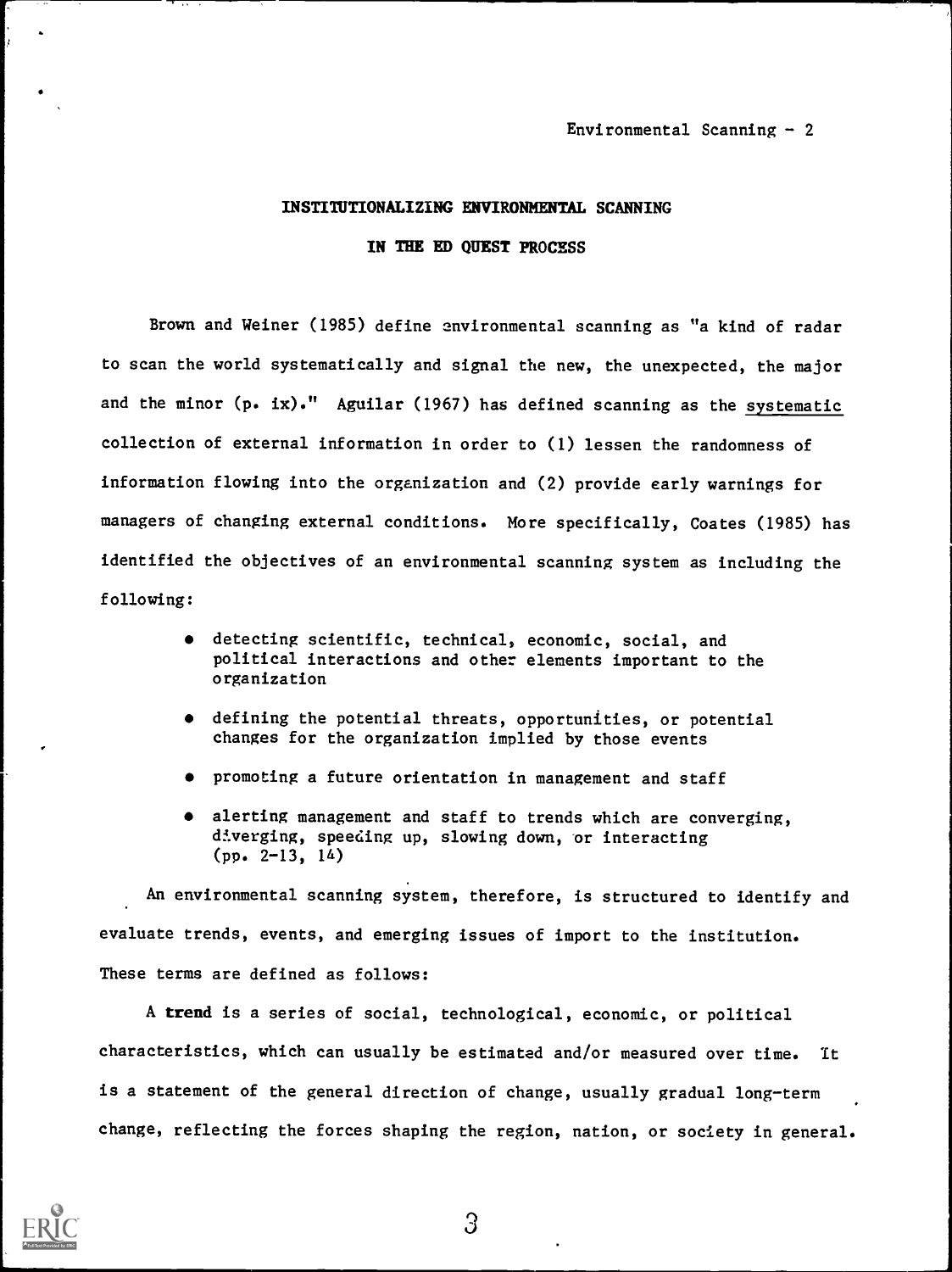## INSTITUTIONALIZING ENVIRONMENTAL SCANNING IN THE ED QUEST PROCESS

Brown and Weiner (1985) define environmental scanning as "a kind of radar to scan the world systematically and signal the new, the unexpected, the major and the minor (p. ix)." Aguilar (1967) has defined scanning as the systematic collection of external information in order to (1) lessen the randomness of information flowing into the organization and (2) provide early warnings for managers of changing external conditions. More specifically, Coates (1985) has identified the objectives of an environmental scanning system as including the following:

- detecting scientific, technical, economic, social, and political interactions and other elements important to the organization
- defining the potential threats, opportunities, or potential changes for the organization implied by those events
- promoting a future orientation in management and staff
- alerting management and staff to trends which are converging, diverging, speeding up, slowing down, or interacting (pp. 2-13, 14)

An environmental scanning system, therefore, is structured to identify and evaluate trends, events, and emerging issues of import to the institution. These terms are defined as follows:

A **trend** is a series of social, technological, economic, or political characteristics, which can usually be estimated and/or measured over time. It is a statement of the general direction of change, usually gradual long-term change, reflecting the forces shaping the region, nation, or society in general.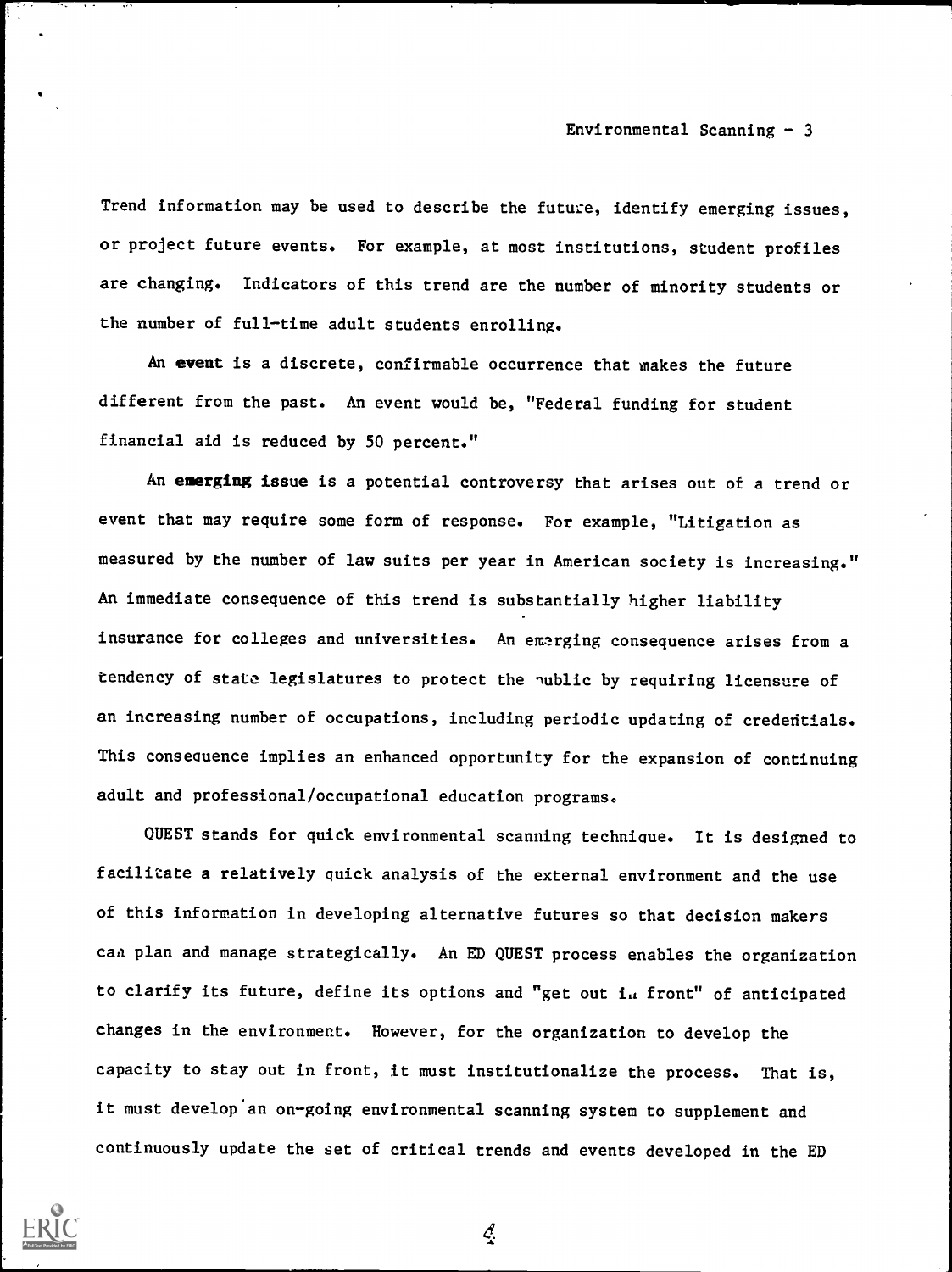Trend information may be used to describe the future, identify emerging issues, or project future events. For example, at most institutions, student profiles are changing. Indicators of this trend are the number of minority students or the number of full-time adult students enrolling.

An **event** is a discrete, confirmable occurrence that makes the future different from the past. An event would be, "Federal funding for student financial aid is reduced by 50 percent."

An **emerging issue** is a potential controversy that arises out of a trend or event that may require some form of response. For example, "Litigation as measured by the number of law suits per year in American society is increasing." An immediate consequence of this trend is substantially higher liability insurance for colleges and universities. An emerging consequence arises from a tendency of state legislatures to protect the public by requiring licensure of an increasing number of occupations, including periodic updating of credentials. This consequence implies an enhanced opportunity for the expansion of continuing adult and professional/occupational education programs.

QUEST stands for quick environmental scanning technique. It is designed to facilitate a relatively quick analysis of the external environment and the use of this information in developing alternative futures so that decision makers can plan and manage strategically. An ED QUEST process enables the organization to clarify its future, define its options and "get out in front" of anticipated changes in the environment. However, for the organization to develop the capacity to stay out in front, it must institutionalize the process. That is, it must develop an on-going environmental scanning system to supplement and continuously update the set of critical trends and events developed in the ED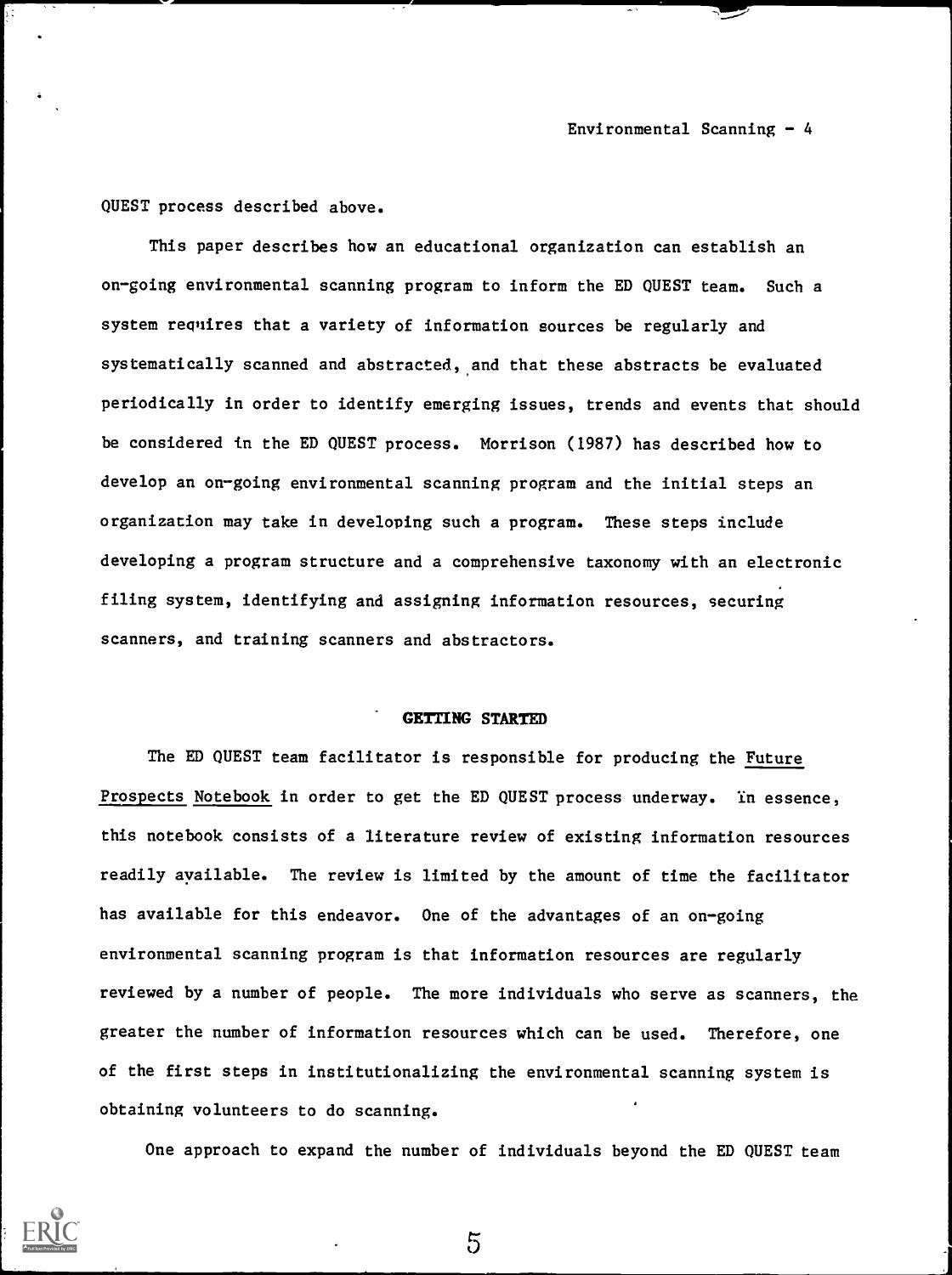QUEST process described above.

This paper describes how an educational organization can establish an on-going environmental scanning program to inform the ED QUEST team. Such a system requires that a variety of information sources be regularly and systematically scanned and abstracted, and that these abstracts be evaluated periodically in order to identify emerging issues, trends and events that should be considered in the ED QUEST process. Morrison (1987) has described how to develop an on-going environmental scanning program and the initial steps an organization may take in developing such a program. These steps include developing a program structure and a comprehensive taxonomy with an electronic filing system, identifying and assigning information resources, securing scanners, and training scanners and abstractors.

## GETTING STARTED

The ED QUEST team facilitator is responsible for producing the Future Prospects Notebook in order to get the ED QUEST process underway. In essence, this notebook consists of a literature review of existing information resources readily available. The review is limited by the amount of time the facilitator has available for this endeavor. One of the advantages of an on-going environmental scanning program is that information resources are regularly reviewed by a number of people. The more individuals who serve as scanners, the greater the number of information resources which can be used. Therefore, one of the first steps in institutionalizing the environmental scanning system is obtaining volunteers to do scanning.

One approach to expand the number of individuals beyond the ED QUEST team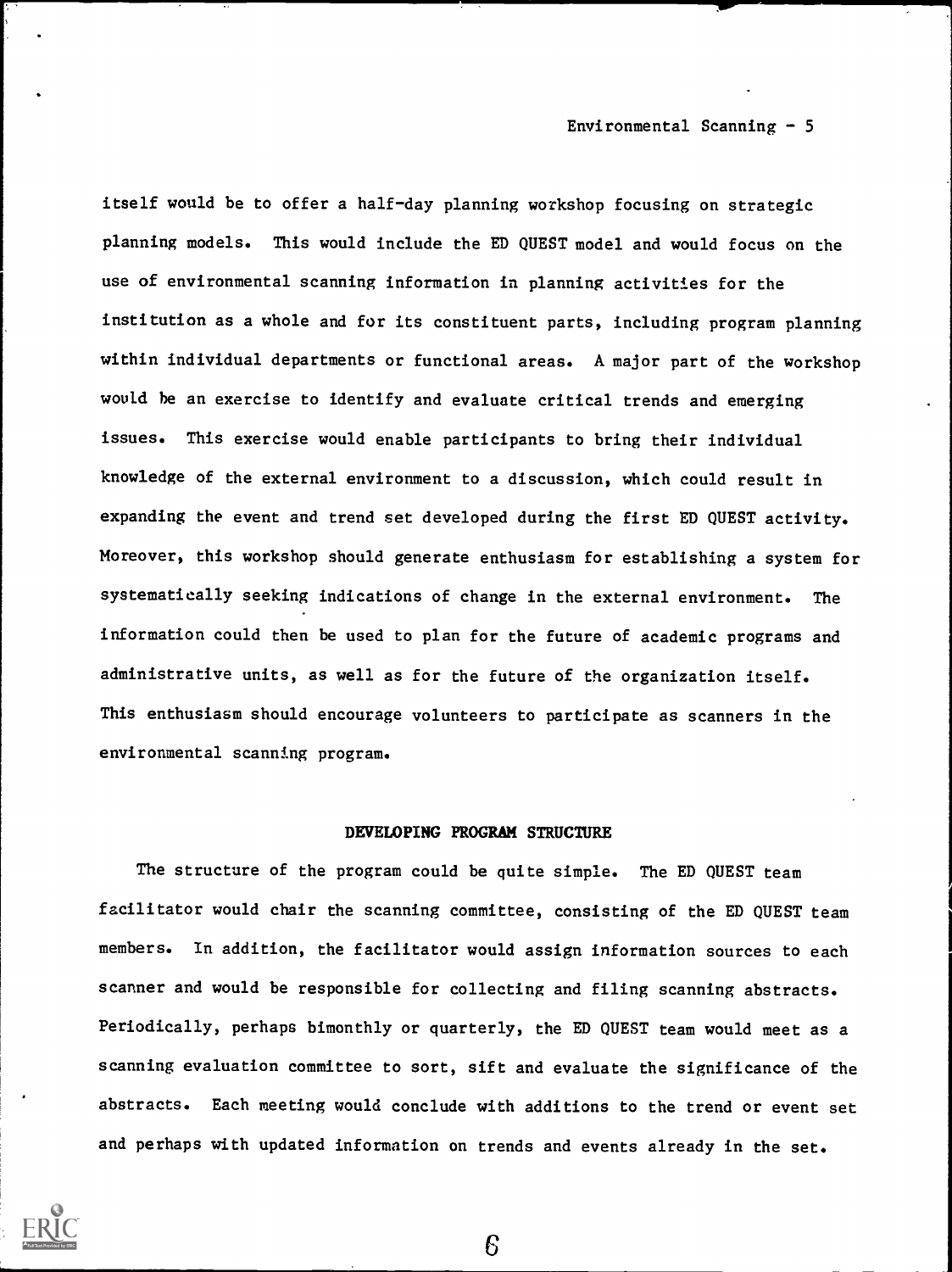itself would be to offer a half-day planning workshop focusing on strategic planning models. This would include the ED QUEST model and would focus on the use of environmental scanning information in planning activities for the institution as a whole and for its constituent parts, including program planning within individual departments or functional areas. A major part of the workshop would be an exercise to identify and evaluate critical trends and emerging issues. This exercise would enable participants to bring their individual knowledge of the external environment to a discussion, which could result in expanding the event and trend set developed during the first ED QUEST activity. Moreover, this workshop should generate enthusiasm for establishing a system for systematically seeking indications of change in the external environment. The information could then be used to plan for the future of academic programs and administrative units, as well as for the future of the organization itself. This enthusiasm should encourage volunteers to participate as scanners in the environmental scanning program.

## DEVELOPING PROGRAM STRUCTURE

The structure of the program could be quite simple. The ED QUEST team facilitator would chair the scanning committee, consisting of the ED QUEST team members. In addition, the facilitator would assign information sources to each scanner and would be responsible for collecting and filing scanning abstracts. Periodically, perhaps bimonthly or quarterly, the ED QUEST team would meet as a scanning evaluation committee to sort, sift and evaluate the significance of the abstracts. Each meeting would conclude with additions to the trend or event set and perhaps with updated information on trends and events already in the set.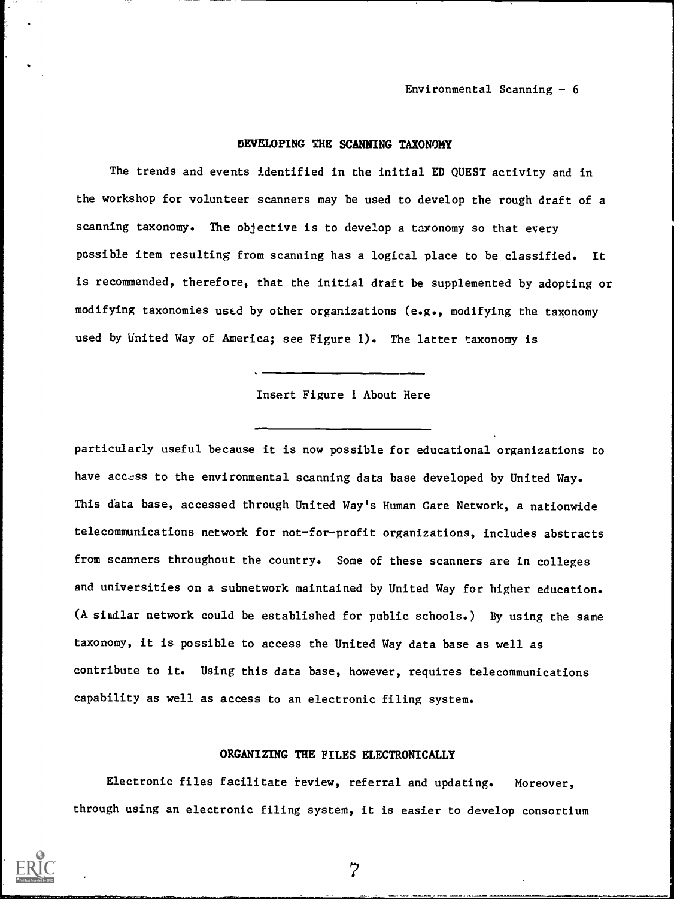## DEVELOPING THE SCANNING TAXONOMY

The trends and events identified in the initial ED QUEST activity and in the workshop for volunteer scanners may be used to develop the rough draft of a scanning taxonomy. The objective is to develop a taxonomy so that every possible item resulting from scanning has a logical place to be classified. It is recommended, therefore, that the initial draft be supplemented by adopting or modifying taxonomies used by other organizations (e.g., modifying the taxonomy used by United Way of America; see Figure 1). The latter taxonomy is

Insert Figure 1 About Here

particularly useful because it is now possible for educational organizations to have access to the environmental scanning data base developed by United Way. This data base, accessed through United Way's Human Care Network, a nationwide telecommunications network for not-for-profit organizations, includes abstracts from scanners throughout the country. Some of these scanners are in colleges and universities on a subnetwork maintained by United Way for higher education. (A similar network could be established for public schools.) By using the same taxonomy, it is possible to access the United Way data base as well as contribute to it. Using this data base, however, requires telecommunications capability as well as access to an electronic filing system.

## ORGANIZING THE FILES ELECTRONICALLY

Electronic files facilitate review, referral and updating. Moreover, through using an electronic filing system, it is easier to develop consortium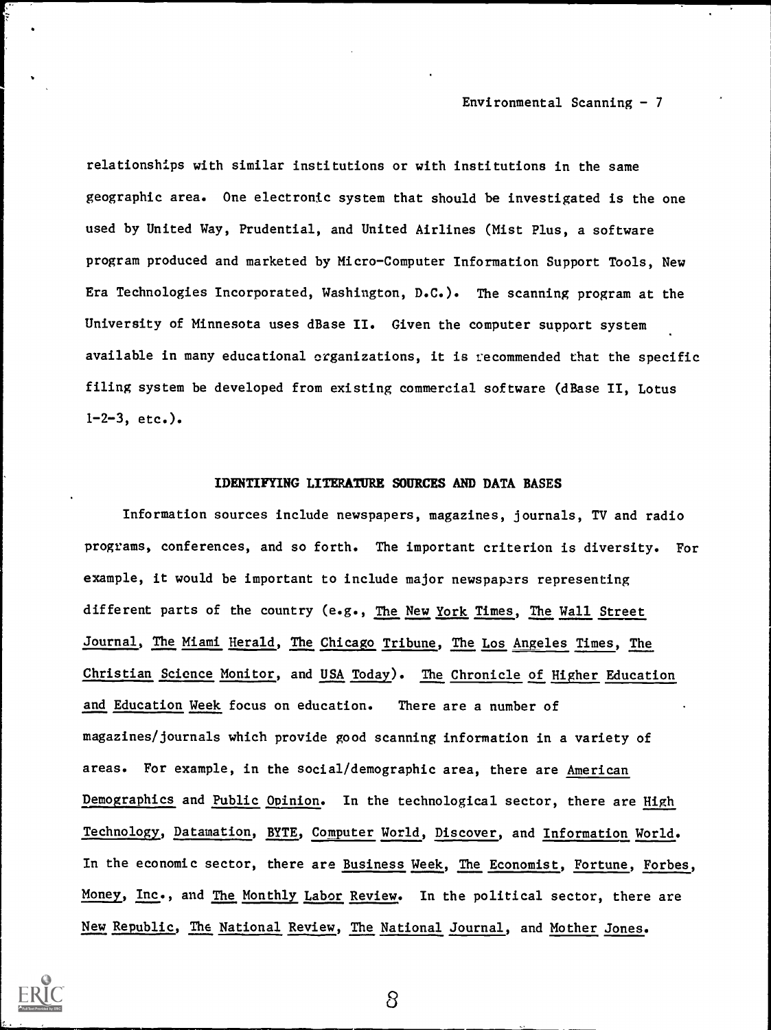relationships with similar institutions or with institutions in the same geographic area. One electronic system that should be investigated is the one used by United Way, Prudential, and United Airlines (Mist Plus, a software program produced and marketed by Micro-Computer Information Support Tools, New Era Technologies Incorporated, Washington, D.C.). The scanning program at the University of Minnesota uses dBase II. Given the computer support system available in many educational organizations, it is recommended that the specific filing system be developed from existing commercial software (dBase II, Lotus 1-2-3, etc.).

## IDENTIFYING LITERATURE SOURCES AND DATA BASES

Information sources include newspapers, magazines, journals, TV and radio programs, conferences, and so forth. The important criterion is diversity. For example, it would be important to include major newspapers representing different parts of the country (e.g., _The New York Times_, _The Wall Street Journal_, _The Miami Herald_, _The Chicago Tribune_, _The Los Angeles Times_, _The Christian Science Monitor_, and _USA Today_). _The Chronicle of Higher Education_ and _Education Week_ focus on education. There are a number of magazines/journals which provide good scanning information in a variety of areas. For example, in the social/demographic area, there are _American Demographics_ and _Public Opinion_. In the technological sector, there are _High Technology_, _Datamation_, _BYTE_, _Computer World_, _Discover_, and _Information World_. In the economic sector, there are _Business Week_, _The Economist_, _Fortune_, _Forbes_, _Money_, _Inc._, and _The Monthly Labor Review_. In the political sector, there are _New Republic_, _The National Review_, _The National Journal_, and _Mother Jones_.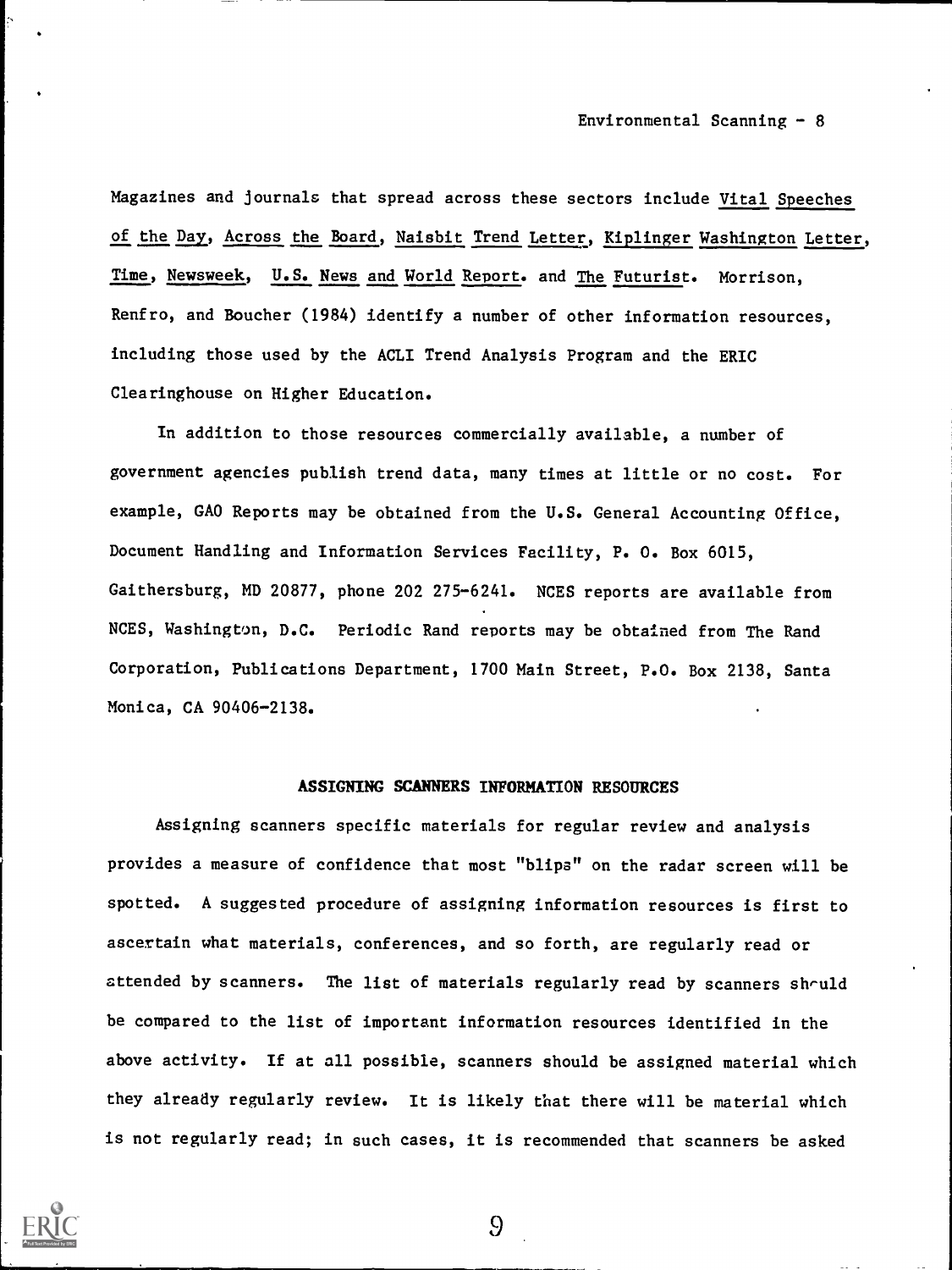Magazines and journals that spread across these sectors include Vital Speeches of the Day, Across the Board, Naisbit Trend Letter, Kiplinger Washington Letter, Time, Newsweek, U.S. News and World Report. and The Futurist. Morrison, Renfro, and Boucher (1984) identify a number of other information resources, including those used by the ACLI Trend Analysis Program and the ERIC Clearinghouse on Higher Education.

In addition to those resources commercially available, a number of government agencies publish trend data, many times at little or no cost. For example, GAO Reports may be obtained from the U.S. General Accounting Office, Document Handling and Information Services Facility, P. O. Box 6015, Gaithersburg, MD 20877, phone 202 275-6241. NCES reports are available from NCES, Washington, D.C. Periodic Rand reports may be obtained from The Rand Corporation, Publications Department, 1700 Main Street, P.O. Box 2138, Santa Monica, CA 90406-2138.

## ASSIGNING SCANNERS INFORMATION RESOURCES

Assigning scanners specific materials for regular review and analysis provides a measure of confidence that most "blips" on the radar screen will be spotted. A suggested procedure of assigning information resources is first to ascertain what materials, conferences, and so forth, are regularly read or attended by scanners. The list of materials regularly read by scanners should be compared to the list of important information resources identified in the above activity. If at all possible, scanners should be assigned material which they already regularly review. It is likely that there will be material which is not regularly read; in such cases, it is recommended that scanners be asked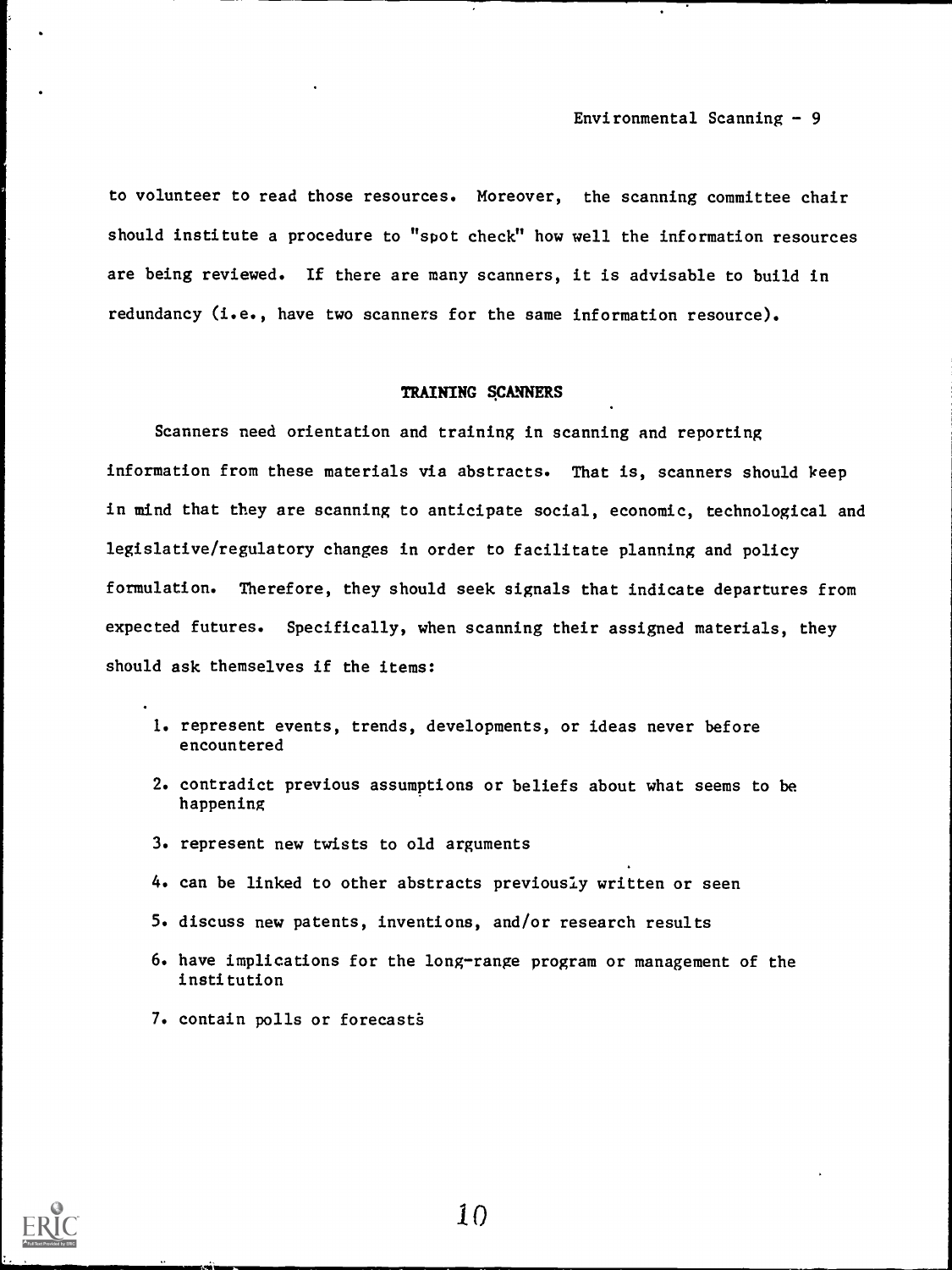to volunteer to read those resources. Moreover, the scanning committee chair should institute a procedure to "spot check" how well the information resources are being reviewed. If there are many scanners, it is advisable to build in redundancy (i.e., have two scanners for the same information resource).

## TRAINING SCANNERS

Scanners need orientation and training in scanning and reporting information from these materials via abstracts. That is, scanners should keep in mind that they are scanning to anticipate social, economic, technological and legislative/regulatory changes in order to facilitate planning and policy formulation. Therefore, they should seek signals that indicate departures from expected futures. Specifically, when scanning their assigned materials, they should ask themselves if the items:

1. represent events, trends, developments, or ideas never before encountered
2. contradict previous assumptions or beliefs about what seems to be happening
3. represent new twists to old arguments
4. can be linked to other abstracts previously written or seen
5. discuss new patents, inventions, and/or research results
6. have implications for the long-range program or management of the institution
7. contain polls or forecasts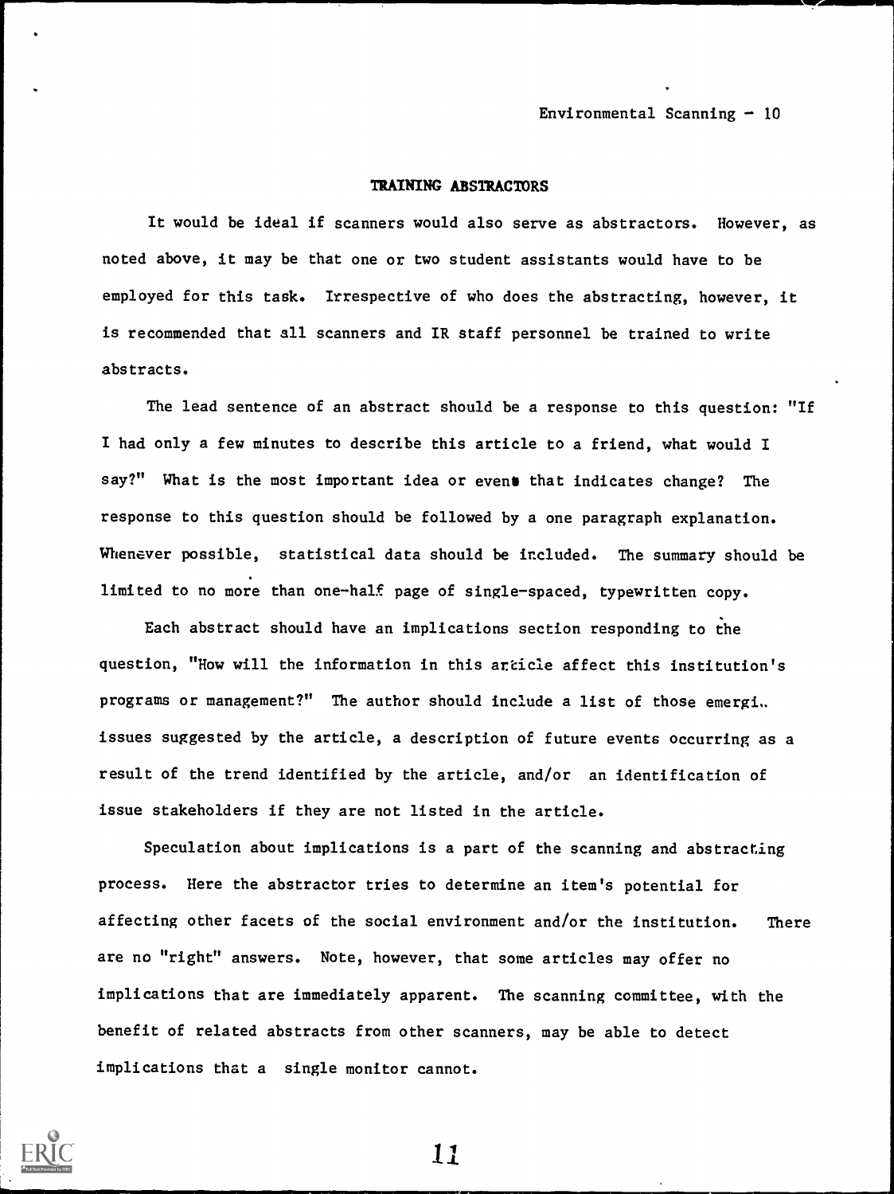## TRAINING ABSTRACTORS

It would be ideal if scanners would also serve as abstractors. However, as noted above, it may be that one or two student assistants would have to be employed for this task. Irrespective of who does the abstracting, however, it is recommended that all scanners and IR staff personnel be trained to write abstracts.

The lead sentence of an abstract should be a response to this question: "If I had only a few minutes to describe this article to a friend, what would I say?" What is the most important idea or event that indicates change? The response to this question should be followed by a one paragraph explanation. Whenever possible, statistical data should be included. The summary should be limited to no more than one-half page of single-spaced, typewritten copy.

Each abstract should have an implications section responding to the question, "How will the information in this article affect this institution's programs or management?" The author should include a list of those emerging issues suggested by the article, a description of future events occurring as a result of the trend identified by the article, and/or an identification of issue stakeholders if they are not listed in the article.

Speculation about implications is a part of the scanning and abstracting process. Here the abstractor tries to determine an item's potential for affecting other facets of the social environment and/or the institution. There are no "right" answers. Note, however, that some articles may offer no implications that are immediately apparent. The scanning committee, with the benefit of related abstracts from other scanners, may be able to detect implications that a single monitor cannot.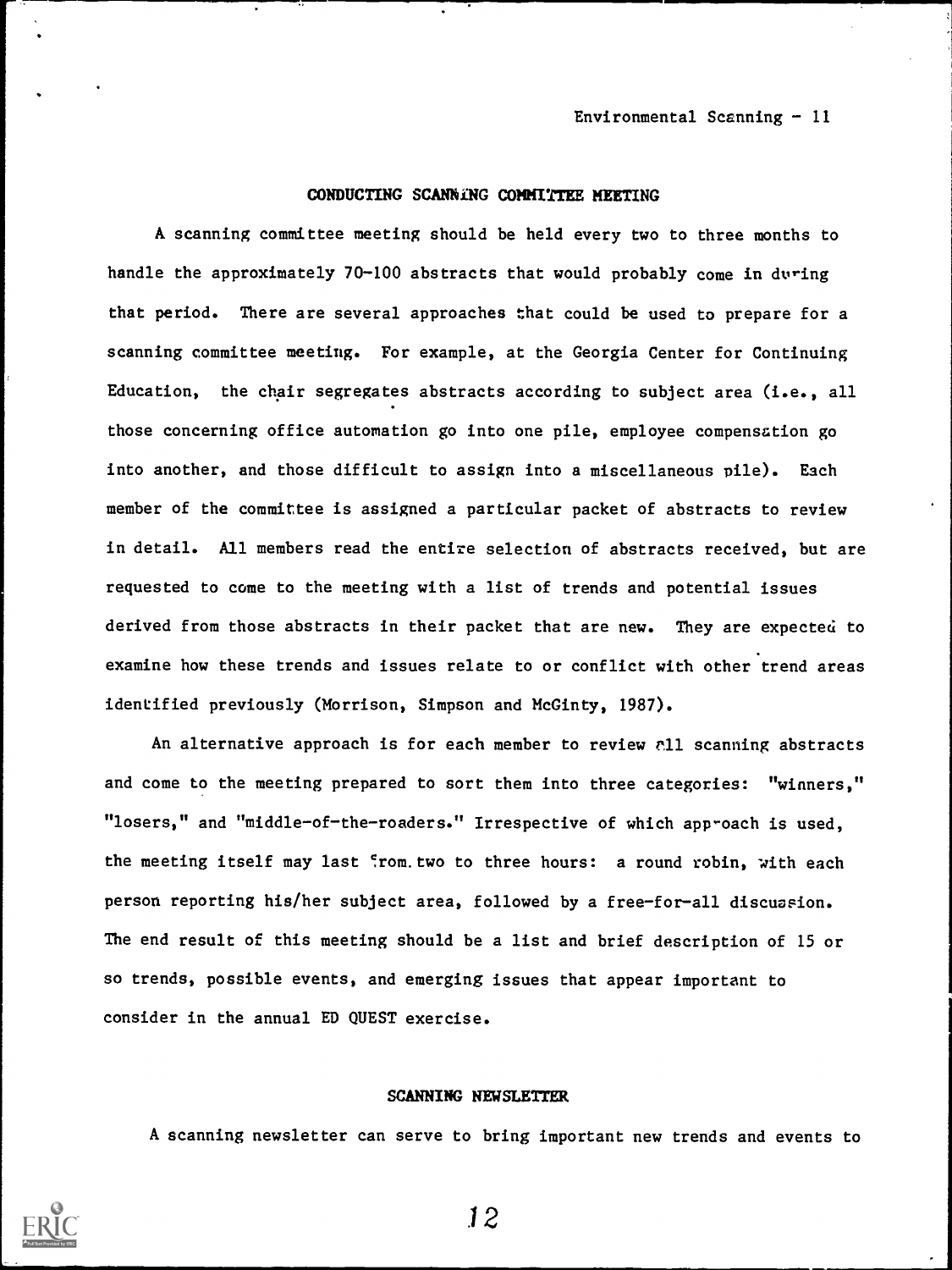## CONDUCTING SCANNING COMMITTEE MEETING

A scanning committee meeting should be held every two to three months to handle the approximately 70-100 abstracts that would probably come in during that period. There are several approaches that could be used to prepare for a scanning committee meeting. For example, at the Georgia Center for Continuing Education, the chair segregates abstracts according to subject area (i.e., all those concerning office automation go into one pile, employee compensation go into another, and those difficult to assign into a miscellaneous pile). Each member of the committee is assigned a particular packet of abstracts to review in detail. All members read the entire selection of abstracts received, but are requested to come to the meeting with a list of trends and potential issues derived from those abstracts in their packet that are new. They are expected to examine how these trends and issues relate to or conflict with other trend areas identified previously (Morrison, Simpson and McGinty, 1987).

An alternative approach is for each member to review all scanning abstracts and come to the meeting prepared to sort them into three categories: "winners," "losers," and "middle-of-the-roaders." Irrespective of which approach is used, the meeting itself may last from two to three hours: a round robin, with each person reporting his/her subject area, followed by a free-for-all discussion. The end result of this meeting should be a list and brief description of 15 or so trends, possible events, and emerging issues that appear important to consider in the annual ED QUEST exercise.

## SCANNING NEWSLETTER

A scanning newsletter can serve to bring important new trends and events to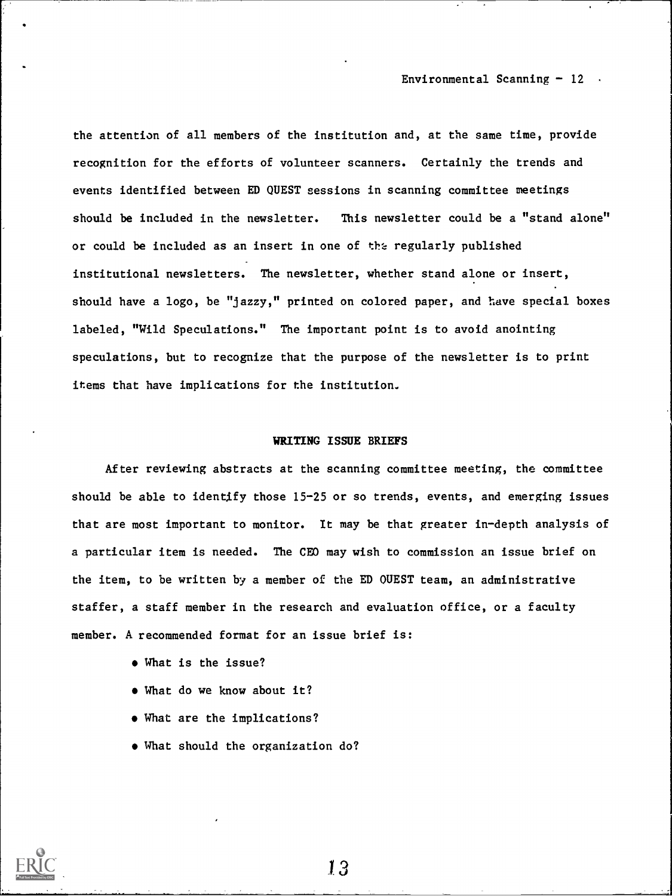the attention of all members of the institution and, at the same time, provide recognition for the efforts of volunteer scanners. Certainly the trends and events identified between ED QUEST sessions in scanning committee meetings should be included in the newsletter. This newsletter could be a "stand alone" or could be included as an insert in one of the regularly published institutional newsletters. The newsletter, whether stand alone or insert, should have a logo, be "jazzy," printed on colored paper, and have special boxes labeled, "Wild Speculations." The important point is to avoid anointing speculations, but to recognize that the purpose of the newsletter is to print items that have implications for the institution.

## WRITING ISSUE BRIEFS

After reviewing abstracts at the scanning committee meeting, the committee should be able to identify those 15-25 or so trends, events, and emerging issues that are most important to monitor. It may be that greater in-depth analysis of a particular item is needed. The CEO may wish to commission an issue brief on the item, to be written by a member of the ED QUEST team, an administrative staffer, a staff member in the research and evaluation office, or a faculty member. A recommended format for an issue brief is:

- What is the issue?
- What do we know about it?
- What are the implications?
- What should the organization do?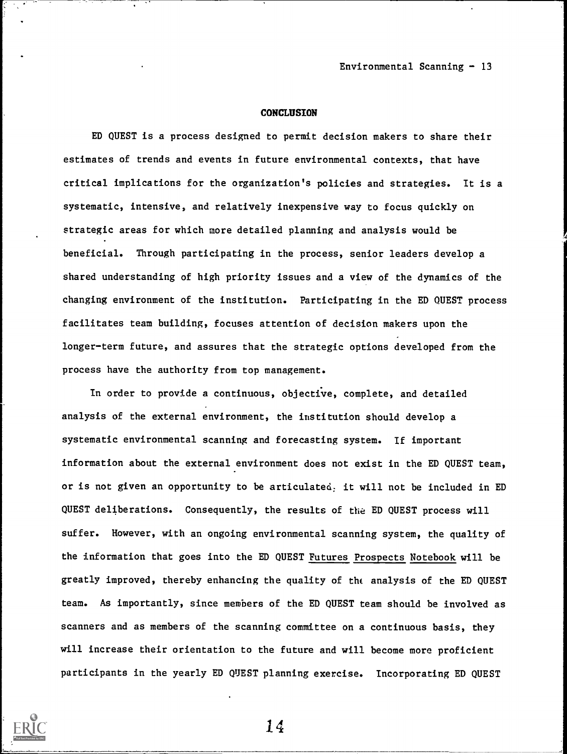## CONCLUSION

ED QUEST is a process designed to permit decision makers to share their estimates of trends and events in future environmental contexts, that have critical implications for the organization's policies and strategies. It is a systematic, intensive, and relatively inexpensive way to focus quickly on strategic areas for which more detailed planning and analysis would be beneficial. Through participating in the process, senior leaders develop a shared understanding of high priority issues and a view of the dynamics of the changing environment of the institution. Participating in the ED QUEST process facilitates team building, focuses attention of decision makers upon the longer-term future, and assures that the strategic options developed from the process have the authority from top management.

In order to provide a continuous, objective, complete, and detailed analysis of the external environment, the institution should develop a systematic environmental scanning and forecasting system. If important information about the external environment does not exist in the ED QUEST team, or is not given an opportunity to be articulated, it will not be included in ED QUEST deliberations. Consequently, the results of the ED QUEST process will suffer. However, with an ongoing environmental scanning system, the quality of the information that goes into the ED QUEST Futures Prospects Notebook will be greatly improved, thereby enhancing the quality of the analysis of the ED QUEST team. As importantly, since members of the ED QUEST team should be involved as scanners and as members of the scanning committee on a continuous basis, they will increase their orientation to the future and will become more proficient participants in the yearly ED QUEST planning exercise. Incorporating ED QUEST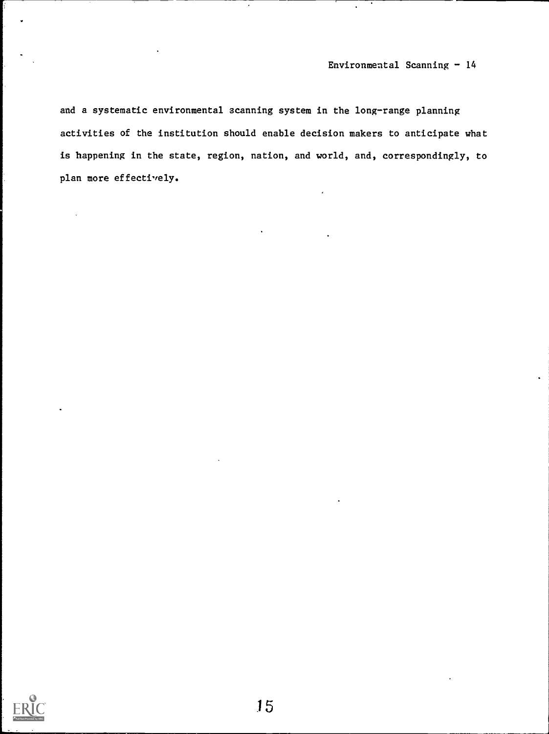and a systematic environmental scanning system in the long-range planning activities of the institution should enable decision makers to anticipate what is happening in the state, region, nation, and world, and, correspondingly, to plan more effectively.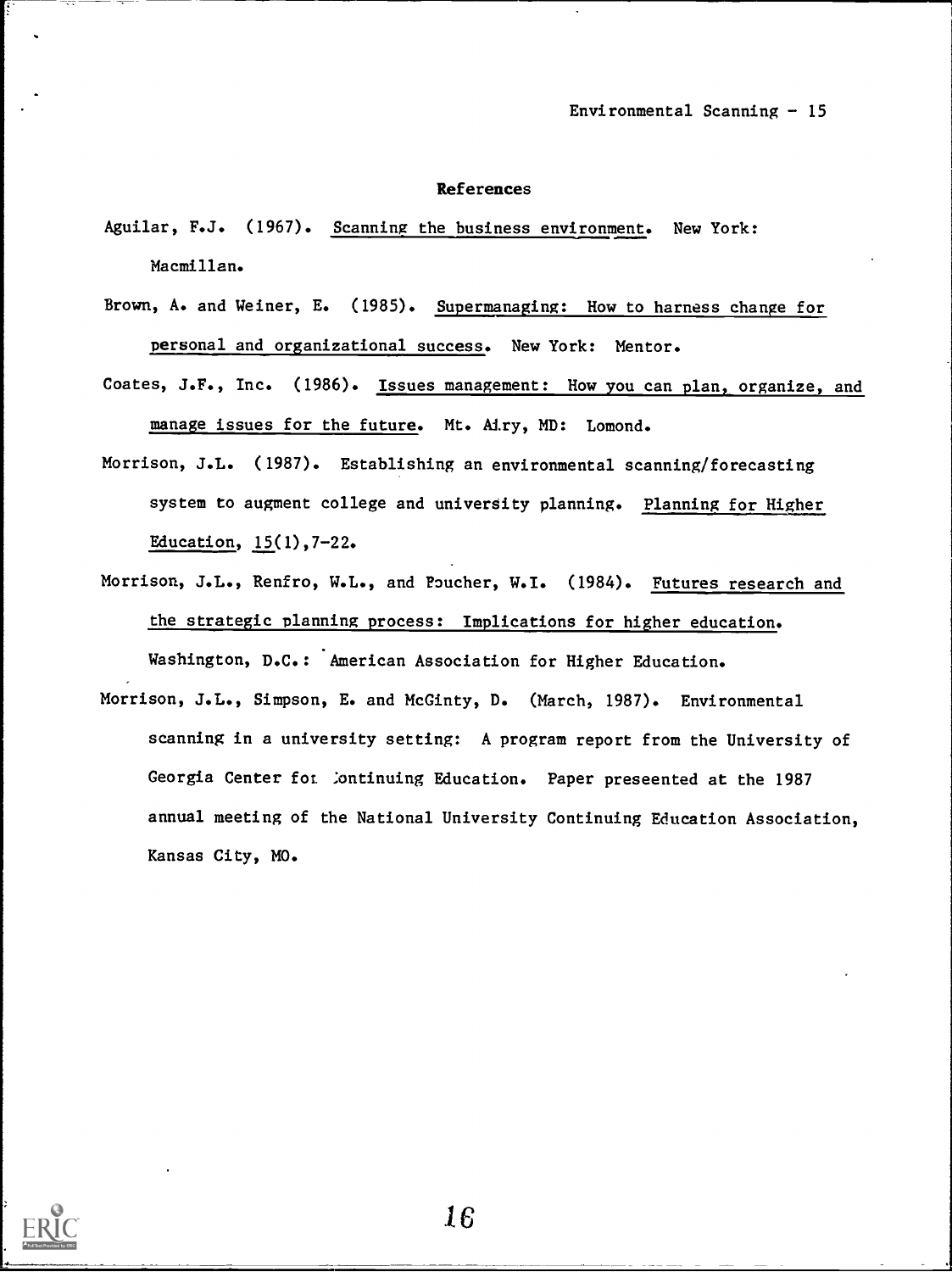## References

Aguilar, F.J. (1967). Scanning the business environment. New York: Macmillan.

Brown, A. and Weiner, E. (1985). Supermanaging: How to harness change for personal and organizational success. New York: Mentor.

Coates, J.F., Inc. (1986). Issues management: How you can plan, organize, and manage issues for the future. Mt. Airy, MD: Lomond.

Morrison, J.L. (1987). Establishing an environmental scanning/forecasting system to augment college and university planning. Planning for Higher Education, 15(1),7-22.

Morrison, J.L., Renfro, W.L., and Boucher, W.I. (1984). Futures research and the strategic planning process: Implications for higher education. Washington, D.C.: American Association for Higher Education.

Morrison, J.L., Simpson, E. and McGinty, D. (March, 1987). Environmental scanning in a university setting: A program report from the University of Georgia Center for Continuing Education. Paper preseented at the 1987 annual meeting of the National University Continuing Education Association, Kansas City, MO.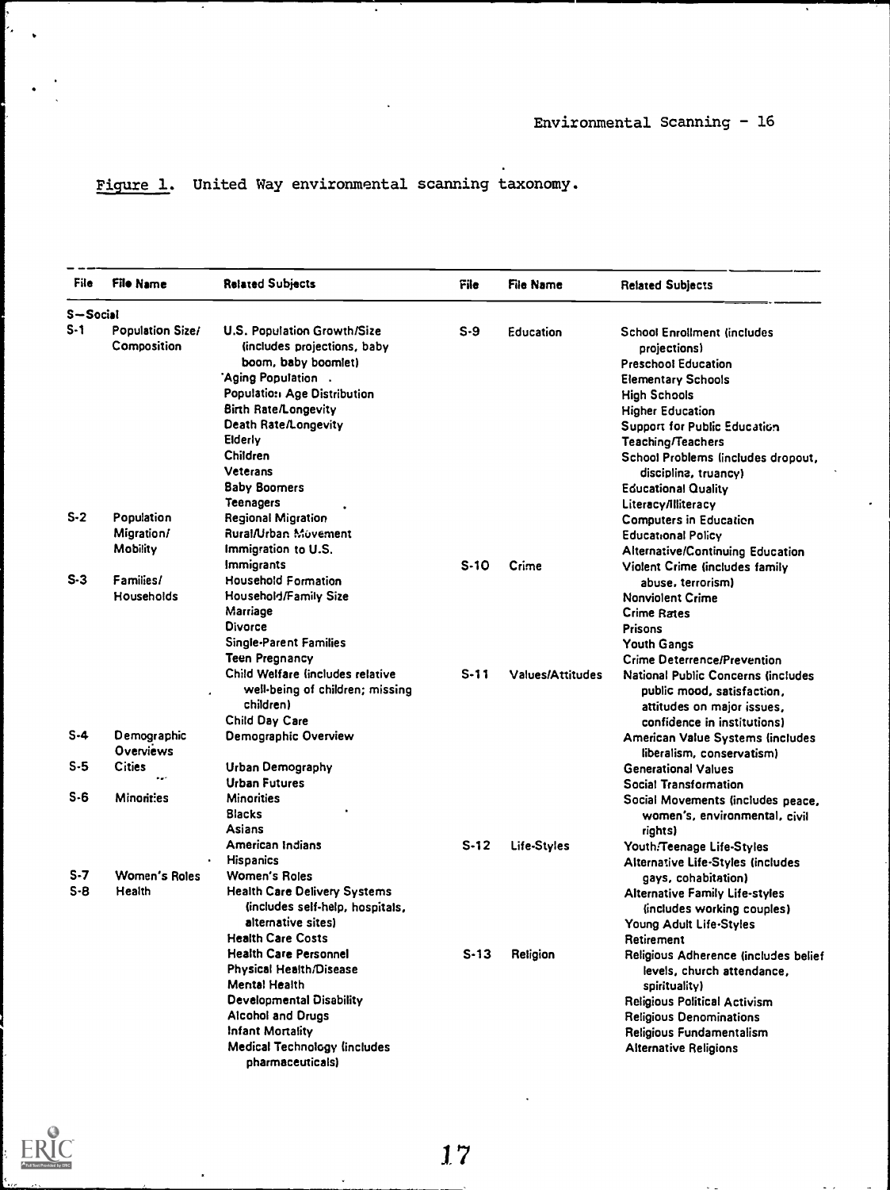Figure 1. United Way environmental scanning taxonomy.

| File | File Name | Related Subjects |
|---|---|---|
| **S—Social** | | |
| S-1 | Population Size/ Composition | U.S. Population Growth/Size (includes projections, baby boom, baby boomlet)<br>Aging Population<br>Population Age Distribution<br>Birth Rate/Longevity<br>Death Rate/Longevity<br>Elderly<br>Children<br>Veterans<br>Baby Boomers<br>Teenagers |
| S-2 | Population Migration/ Mobility | Regional Migration<br>Rural/Urban Movement<br>Immigration to U.S.<br>Immigrants |
| S-3 | Families/ Households | Household Formation<br>Household/Family Size<br>Marriage<br>Divorce<br>Single-Parent Families<br>Teen Pregnancy<br>Child Welfare (includes relative well-being of children; missing children)<br>Child Day Care |
| S-4 | Demographic Overviews | Demographic Overview |
| S-5 | Cities | Urban Demography<br>Urban Futures |
| S-6 | Minorities | Minorities<br>Blacks<br>Asians<br>American Indians<br>Hispanics |
| S-7 | Women's Roles | Women's Roles |
| S-8 | Health | Health Care Delivery Systems (includes self-help, hospitals, alternative sites)<br>Health Care Costs<br>Health Care Personnel<br>Physical Health/Disease<br>Mental Health<br>Developmental Disability<br>Alcohol and Drugs<br>Infant Mortality<br>Medical Technology (includes pharmaceuticals) |
| S-9 | Education | School Enrollment (includes projections)<br>Preschool Education<br>Elementary Schools<br>High Schools<br>Higher Education<br>Support for Public Education<br>Teaching/Teachers<br>School Problems (includes dropout, discipline, truancy)<br>Educational Quality<br>Literacy/Illiteracy<br>Computers in Education<br>Educational Policy<br>Alternative/Continuing Education |
| S-10 | Crime | Violent Crime (includes family abuse, terrorism)<br>Nonviolent Crime<br>Crime Rates<br>Prisons<br>Youth Gangs<br>Crime Deterrence/Prevention |
| S-11 | Values/Attitudes | National Public Concerns (includes public mood, satisfaction, attitudes on major issues, confidence in institutions)<br>American Value Systems (includes liberalism, conservatism)<br>Generational Values<br>Social Transformation<br>Social Movements (includes peace, women's, environmental, civil rights) |
| S-12 | Life-Styles | Youth/Teenage Life-Styles<br>Alternative Life-Styles (includes gays, cohabitation)<br>Alternative Family Life-styles (includes working couples)<br>Young Adult Life-Styles<br>Retirement |
| S-13 | Religion | Religious Adherence (includes belief levels, church attendance, spirituality)<br>Religious Political Activism<br>Religious Denominations<br>Religious Fundamentalism<br>Alternative Religions |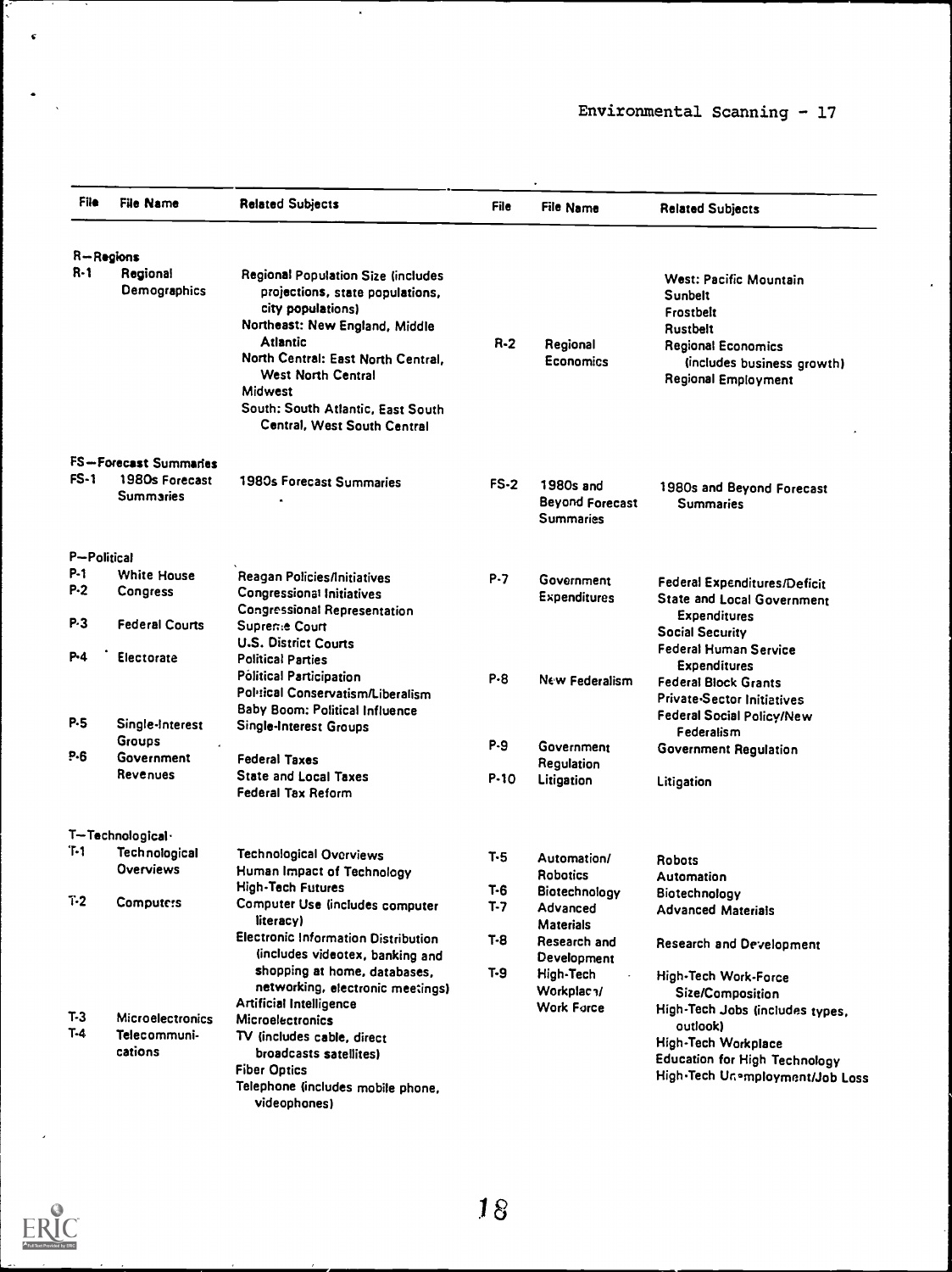| File | File Name | Related Subjects | File | File Name | Related Subjects |
|---|---|---|---|---|---|
| **R—Regions** | | | | | |
| R-1 | Regional Demographics | Regional Population Size (includes projections, state populations, city populations)<br>Northeast: New England, Middle Atlantic<br>North Central: East North Central, West North Central<br>Midwest<br>South: South Atlantic, East South Central, West South Central | R-2 | Regional Economics | West: Pacific Mountain<br>Sunbelt<br>Frostbelt<br>Rustbelt<br>Regional Economics (includes business growth)<br>Regional Employment |
| **FS—Forecast Summaries** | | | | | |
| FS-1 | 1980s Forecast Summaries | 1980s Forecast Summaries | FS-2 | 1980s and Beyond Forecast Summaries | 1980s and Beyond Forecast Summaries |
| **P—Political** | | | | | |
| P-1 | White House | Reagan Policies/Initiatives | P-7 | Government Expenditures | Federal Expenditures/Deficit<br>State and Local Government Expenditures<br>Social Security<br>Federal Human Service Expenditures |
| P-2 | Congress | Congressional Initiatives<br>Congressional Representation | | | |
| P-3 | Federal Courts | Supreme Court<br>U.S. District Courts | | | |
| P-4 | Electorate | Political Parties<br>Political Participation<br>Political Conservatism/Liberalism<br>Baby Boom: Political Influence | P-8 | New Federalism | Federal Block Grants<br>Private-Sector Initiatives<br>Federal Social Policy/New Federalism |
| P-5 | Single-Interest Groups | Single-Interest Groups | P-9 | Government Regulation | Government Regulation |
| P-6 | Government Revenues | Federal Taxes<br>State and Local Taxes<br>Federal Tax Reform | P-10 | Litigation | Litigation |
| **T—Technological** | | | | | |
| T-1 | Technological Overviews | Technological Overviews<br>Human Impact of Technology<br>High-Tech Futures | T-5 | Automation/ Robotics | Robots<br>Automation |
| | | | T-6 | Biotechnology | Biotechnology |
| T-2 | Computers | Computer Use (includes computer literacy)<br>Electronic Information Distribution (includes videotex, banking and shopping at home, databases, networking, electronic meetings)<br>Artificial Intelligence | T-7 | Advanced Materials | Advanced Materials |
| | | | T-8 | Research and Development | Research and Development |
| | | | T-9 | High-Tech Workplace/ Work Force | High-Tech Work-Force Size/Composition<br>High-Tech Jobs (includes types, outlook)<br>High-Tech Workplace<br>Education for High Technology<br>High-Tech Unemployment/Job Loss |
| T-3 | Microelectronics | Microelectronics | | | |
| T-4 | Telecommunications | TV (includes cable, direct broadcasts satellites)<br>Fiber Optics<br>Telephone (includes mobile phone, videophones) | | | |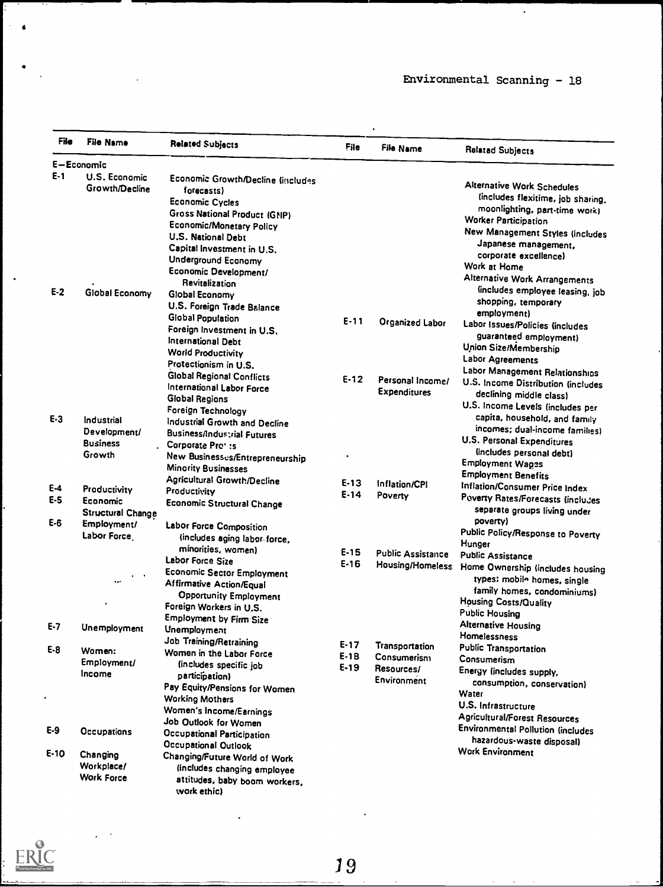| File | File Name | Related Subjects |
|---|---|---|
| **E—Economic** | | |
| E-1 | U.S. Economic Growth/Decline | Economic Growth/Decline (includes forecasts)<br>Economic Cycles<br>Gross National Product (GNP)<br>Economic/Monetary Policy<br>U.S. National Debt<br>Capital Investment in U.S.<br>Underground Economy<br>Economic Development/Revitalization |
| E-2 | Global Economy | Global Economy<br>U.S. Foreign Trade Balance<br>Global Population<br>Foreign Investment in U.S.<br>International Debt<br>World Productivity<br>Protectionism in U.S.<br>Global Regional Conflicts<br>International Labor Force<br>Global Regions<br>Foreign Technology |
| E-3 | Industrial Development/Business Growth | Industrial Growth and Decline<br>Business/Industrial Futures<br>Corporate Pro':s<br>New Businesses/Entrepreneurship<br>Minority Businesses<br>Agricultural Growth/Decline |
| E-4 | Productivity | Productivity |
| E-5 | Economic Structural Change | Economic Structural Change |
| E-6 | Employment/Labor Force | Labor Force Composition (includes aging labor force, minorities, women)<br>Labor Force Size<br>Economic Sector Employment<br>Affirmative Action/Equal Opportunity Employment<br>Foreign Workers in U.S.<br>Employment by Firm Size |
| E-7 | Unemployment | Unemployment<br>Job Training/Retraining |
| E-8 | Women: Employment/Income | Women in the Labor Force (includes specific job participation)<br>Pay Equity/Pensions for Women<br>Working Mothers<br>Women's Income/Earnings<br>Job Outlook for Women |
| E-9 | Occupations | Occupational Participation<br>Occupational Outlook |
| E-10 | Changing Workplace/Work Force | Changing/Future World of Work (includes changing employee attitudes, baby boom workers, work ethic)<br>Alternative Work Schedules (includes flexitime, job sharing, moonlighting, part-time work)<br>Worker Participation<br>New Management Styles (includes Japanese management, corporate excellence)<br>Work at Home<br>Alternative Work Arrangements (includes employee leasing, job shopping, temporary employment) |
| E-11 | Organized Labor | Labor Issues/Policies (includes guaranteed employment)<br>Union Size/Membership<br>Labor Agreements<br>Labor Management Relationships |
| E-12 | Personal Income/Expenditures | U.S. Income Distribution (includes declining middle class)<br>U.S. Income Levels (includes per capita, household, and family incomes; dual-income families)<br>U.S. Personal Expenditures (includes personal debt)<br>Employment Wages<br>Employment Benefits |
| E-13 | Inflation/CPI | Inflation/Consumer Price Index |
| E-14 | Poverty | Poverty Rates/Forecasts (includes separate groups living under poverty)<br>Public Policy/Response to Poverty<br>Hunger |
| E-15 | Public Assistance | Public Assistance |
| E-16 | Housing/Homeless | Home Ownership (includes housing types: mobile homes, single family homes, condominiums)<br>Housing Costs/Quality<br>Public Housing<br>Alternative Housing<br>Homelessness |
| E-17 | Transportation | Public Transportation |
| E-18 | Consumerism | Consumerism |
| E-19 | Resources/Environment | Energy (includes supply, consumption, conservation)<br>Water<br>U.S. Infrastructure<br>Agricultural/Forest Resources<br>Environmental Pollution (includes hazardous-waste disposal)<br>Work Environment |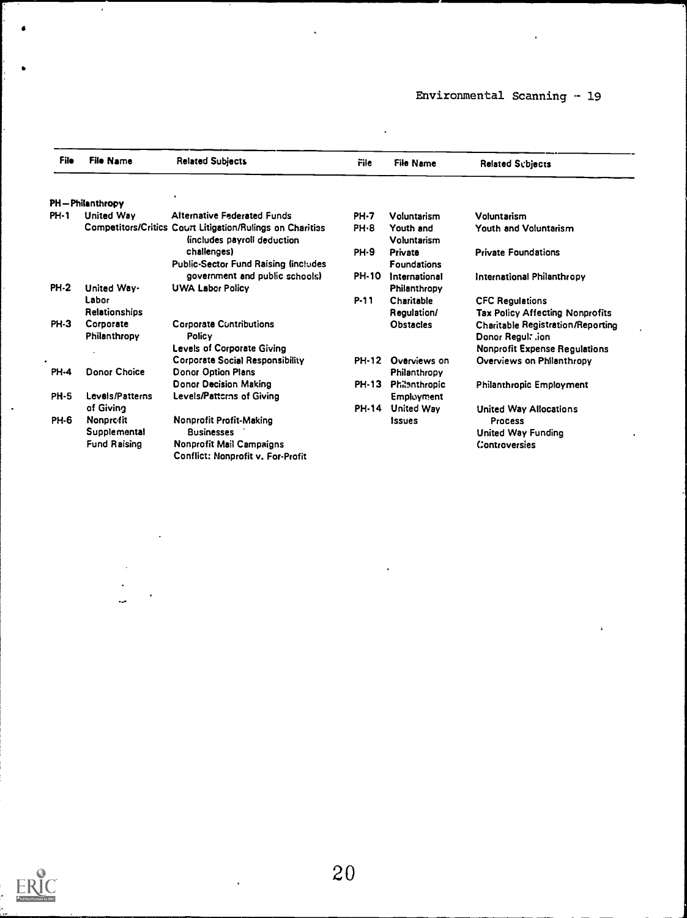| File | File Name | Related Subjects |
|---|---|---|
| **PH—Philanthropy** | | |
| PH-1 | United Way Competitors/Critics | Alternative Federated Funds<br>Court Litigation/Rulings on Charities (includes payroll deduction challenges)<br>Public-Sector Fund Raising (includes government and public schools) |
| PH-2 | United Way-Labor Relationships | UWA Labor Policy |
| PH-3 | Corporate Philanthropy | Corporate Contributions Policy<br>Levels of Corporate Giving<br>Corporate Social Responsibility |
| PH-4 | Donor Choice | Donor Option Plans<br>Donor Decision Making |
| PH-5 | Levels/Patterns of Giving | Levels/Patterns of Giving |
| PH-6 | Nonprofit Supplemental Fund Raising | Nonprofit Profit-Making Businesses<br>Nonprofit Mail Campaigns<br>Conflict: Nonprofit v. For-Profit |
| PH-7 | Voluntarism | Voluntarism |
| PH-8 | Youth and Voluntarism | Youth and Voluntarism |
| PH-9 | Private Foundations | Private Foundations |
| PH-10 | International Philanthropy | International Philanthropy |
| P-11 | Charitable Regulation/ Obstacles | CFC Regulations<br>Tax Policy Affecting Nonprofits<br>Charitable Registration/Reporting<br>Donor Regulation<br>Nonprofit Expense Regulations |
| PH-12 | Overviews on Philanthropy | Overviews on Philanthropy |
| PH-13 | Philanthropic Employment | Philanthropic Employment |
| PH-14 | United Way Issues | United Way Allocations Process<br>United Way Funding Controversies |